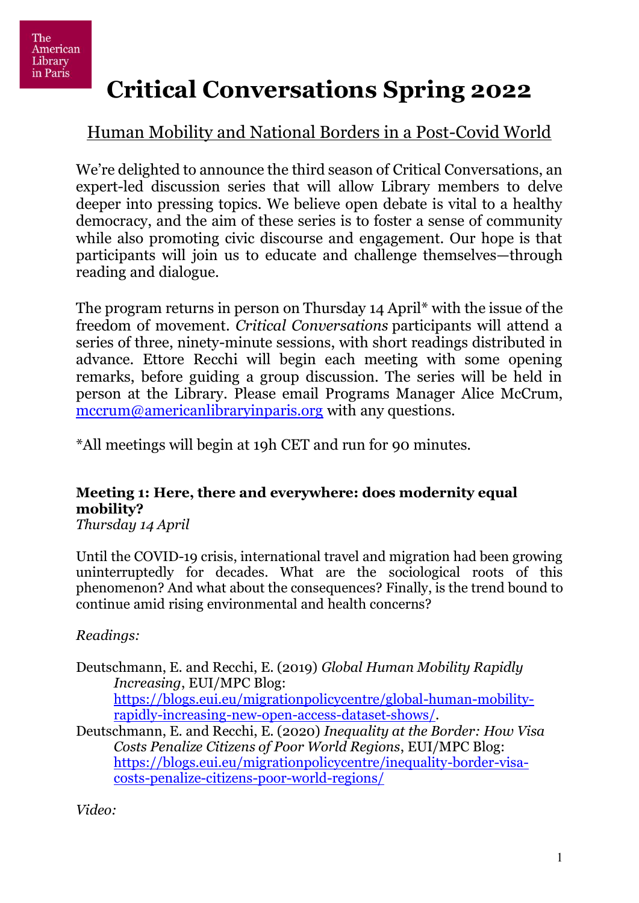The American Library in Paris

# Critical Conversations Spring 2022

## Human Mobility and National Borders in a Post-Covid World

We're delighted to announce the third season of Critical Conversations, an expert-led discussion series that will allow Library members to delve deeper into pressing topics. We believe open debate is vital to a healthy democracy, and the aim of these series is to foster a sense of community while also promoting civic discourse and engagement. Our hope is that participants will join us to educate and challenge themselves—through reading and dialogue.

The program returns in person on Thursday 14 April* with the issue of the freedom of movement. *Critical Conversations* participants will attend a series of three, ninety-minute sessions, with short readings distributed in advance. Ettore Recchi will begin each meeting with some opening remarks, before guiding a group discussion. The series will be held in person at the Library. Please email Programs Manager Alice McCrum, [mccrum@americanlibraryinparis.org](mailto:mccrum@americanlibraryinparis.org) with any questions.

*All meetings will begin at 19h CET and run for 90 minutes.

**Meeting 1: Here, there and everywhere: does modernity equal mobility?**
*Thursday 14 April*

Until the COVID-19 crisis, international travel and migration had been growing uninterruptedly for decades. What are the sociological roots of this phenomenon? And what about the consequences? Finally, is the trend bound to continue amid rising environmental and health concerns?

*Readings:*

Deutschmann, E. and Recchi, E. (2019) *Global Human Mobility Rapidly Increasing*, EUI/MPC Blog: https://blogs.eui.eu/migrationpolicycentre/global-human-mobility-rapidly-increasing-new-open-access-dataset-shows/.

Deutschmann, E. and Recchi, E. (2020) *Inequality at the Border: How Visa Costs Penalize Citizens of Poor World Regions*, EUI/MPC Blog: https://blogs.eui.eu/migrationpolicycentre/inequality-border-visa-costs-penalize-citizens-poor-world-regions/

*Video:*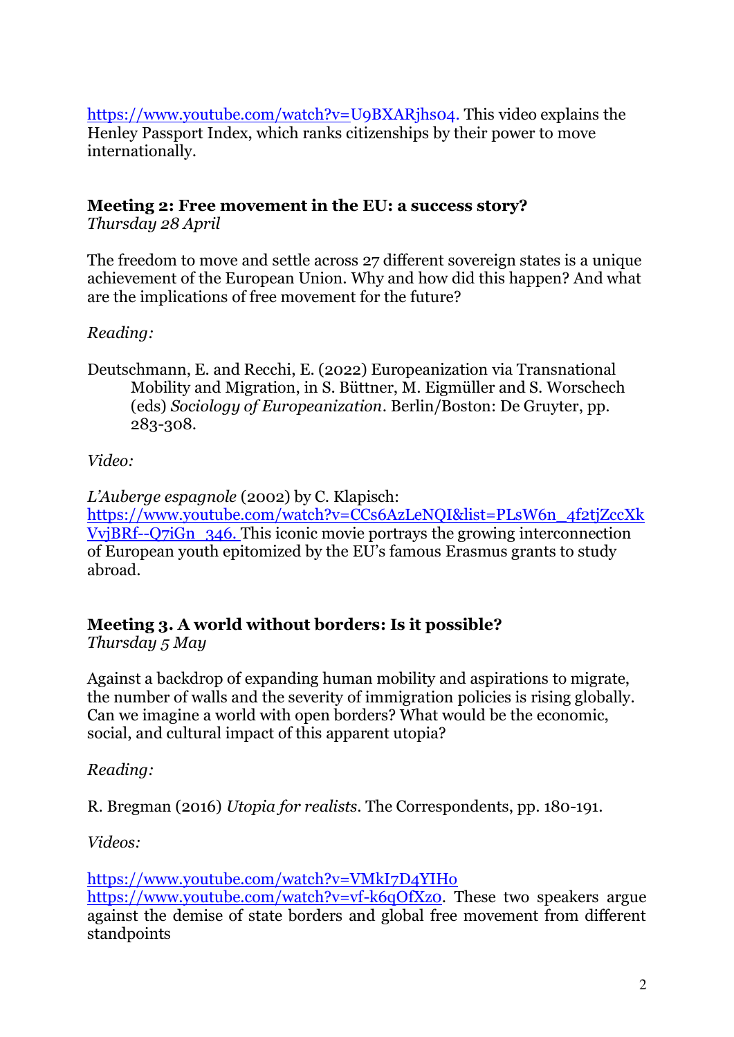https://www.youtube.com/watch?v=U9BXARjhs04. This video explains the Henley Passport Index, which ranks citizenships by their power to move internationally.

**Meeting 2: Free movement in the EU: a success story?**
*Thursday 28 April*

The freedom to move and settle across 27 different sovereign states is a unique achievement of the European Union. Why and how did this happen? And what are the implications of free movement for the future?

*Reading:*

Deutschmann, E. and Recchi, E. (2022) Europeanization via Transnational Mobility and Migration, in S. Büttner, M. Eigmüller and S. Worschech (eds) *Sociology of Europeanization*. Berlin/Boston: De Gruyter, pp. 283-308.

*Video:*

*L'Auberge espagnole* (2002) by C. Klapisch: https://www.youtube.com/watch?v=CCs6AzLeNQI&list=PLsW6n_4f2tjZccXkVvjBRf--Q7iGn_346. This iconic movie portrays the growing interconnection of European youth epitomized by the EU's famous Erasmus grants to study abroad.

**Meeting 3. A world without borders: Is it possible?**
*Thursday 5 May*

Against a backdrop of expanding human mobility and aspirations to migrate, the number of walls and the severity of immigration policies is rising globally. Can we imagine a world with open borders? What would be the economic, social, and cultural impact of this apparent utopia?

*Reading:*

R. Bregman (2016) *Utopia for realists*. The Correspondents, pp. 180-191.

*Videos:*

https://www.youtube.com/watch?v=VMkI7D4YIHo
https://www.youtube.com/watch?v=vf-k6qOfXz0. These two speakers argue against the demise of state borders and global free movement from different standpoints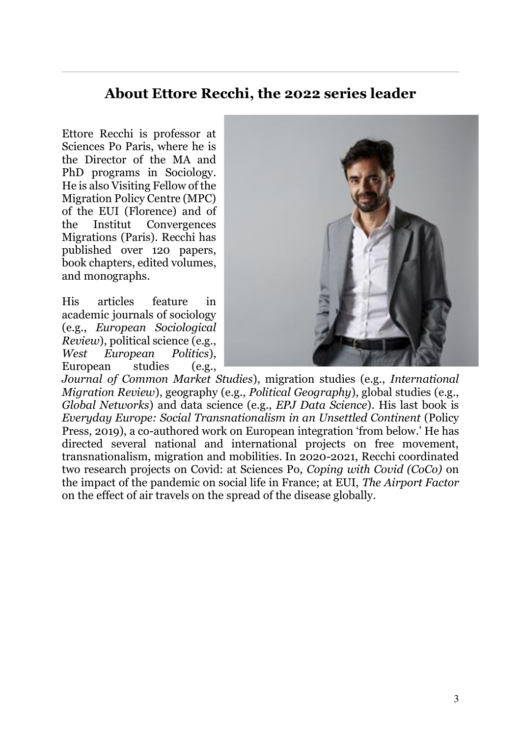## About Ettore Recchi, the 2022 series leader

Ettore Recchi is professor at Sciences Po Paris, where he is the Director of the MA and PhD programs in Sociology. He is also Visiting Fellow of the Migration Policy Centre (MPC) of the EUI (Florence) and of the Institut Convergences Migrations (Paris). Recchi has published over 120 papers, book chapters, edited volumes, and monographs.

His articles feature in academic journals of sociology (e.g., *European Sociological Review*), political science (e.g., *West European Politics*), European studies (e.g., *Journal of Common Market Studies*), migration studies (e.g., *International Migration Review*), geography (e.g., *Political Geography*), global studies (e.g., *Global Networks*) and data science (e.g., *EPJ Data Science*). His last book is *Everyday Europe: Social Transnationalism in an Unsettled Continent* (Policy Press, 2019), a co-authored work on European integration 'from below.' He has directed several national and international projects on free movement, transnationalism, migration and mobilities. In 2020-2021, Recchi coordinated two research projects on Covid: at Sciences Po, *Coping with Covid (CoCo)* on the impact of the pandemic on social life in France; at EUI, *The Airport Factor* on the effect of air travels on the spread of the disease globally.